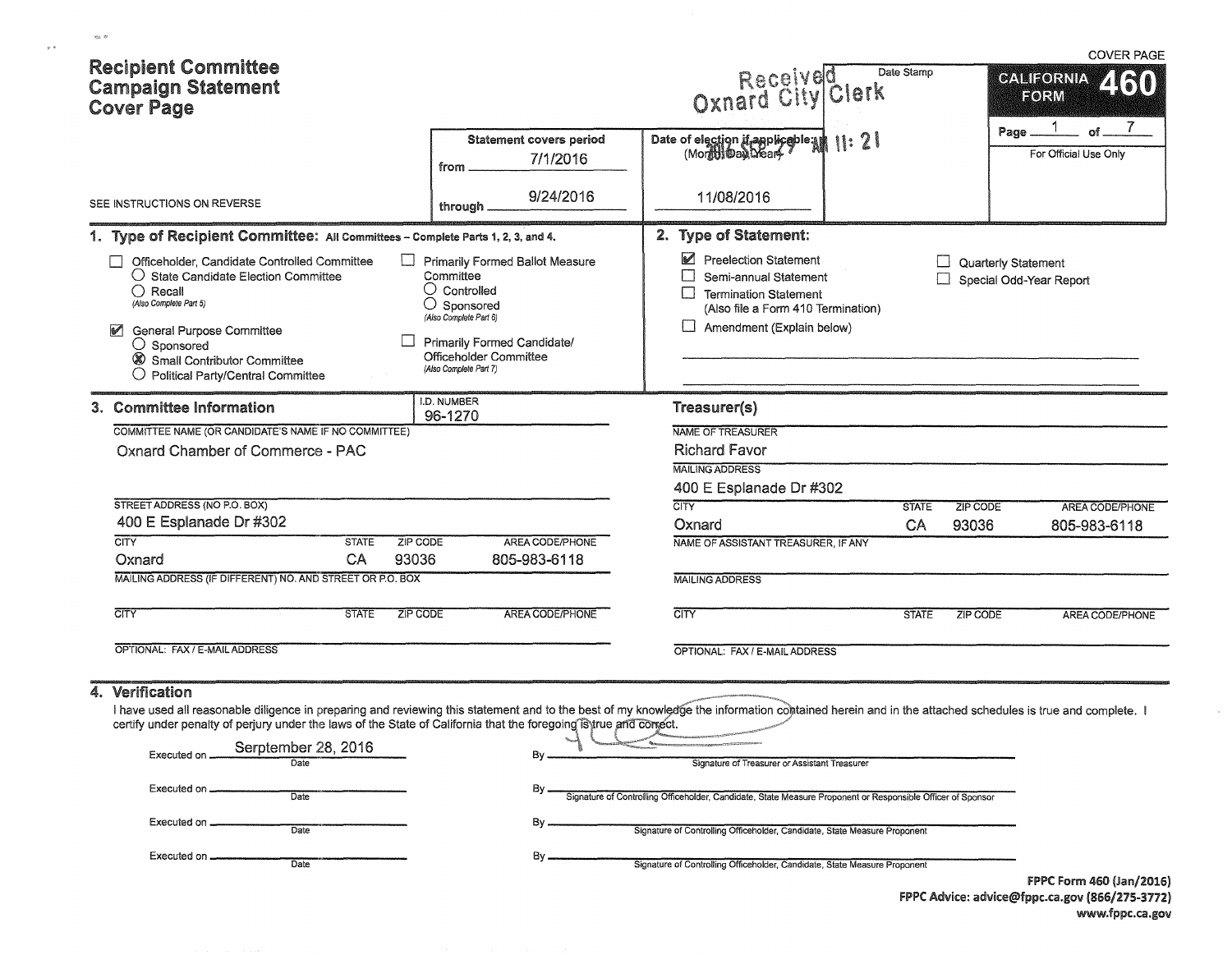COVER PAGE

# Recipient Committee Campaign Statement Cover Page

**CALIFORNIA FORM 460**

Received Oxnard City Clerk

Date Stamp

2016 SEP 29 AM 11:21

Page 1 of 7

For Official Use Only

SEE INSTRUCTIONS ON REVERSE

| Statement covers period | Date of election if applicable: (Month/Day/Year) |
|---|---|
| from 7/1/2016 | |
| through 9/24/2016 | 11/08/2016 |

## 1. Type of Recipient Committee: All Committees – Complete Parts 1, 2, 3, and 4.

- ☐ Officeholder, Candidate Controlled Committee
  - ○ State Candidate Election Committee
  - ○ Recall (Also Complete Part 5)
- ☑ General Purpose Committee
  - ○ Sponsored
  - ⦻ Small Contributor Committee
  - ○ Political Party/Central Committee
- ☐ Primarily Formed Ballot Measure Committee
  - ○ Controlled
  - ○ Sponsored (Also Complete Part 6)
- ☐ Primarily Formed Candidate/Officeholder Committee (Also Complete Part 7)

## 2. Type of Statement:

- ☑ Preelection Statement
- ☐ Semi-annual Statement
- ☐ Termination Statement (Also file a Form 410 Termination)
- ☐ Amendment (Explain below)
- ☐ Quarterly Statement
- ☐ Special Odd-Year Report

## 3. Committee Information

I.D. NUMBER: 96-1270

COMMITTEE NAME (OR CANDIDATE'S NAME IF NO COMMITTEE): Oxnard Chamber of Commerce - PAC

STREET ADDRESS (NO P.O. BOX): 400 E Esplanade Dr #302

| CITY | STATE | ZIP CODE | AREA CODE/PHONE |
|---|---|---|---|
| Oxnard | CA | 93036 | 805-983-6118 |

MAILING ADDRESS (IF DIFFERENT) NO. AND STREET OR P.O. BOX:

| CITY | STATE | ZIP CODE | AREA CODE/PHONE |
|---|---|---|---|
| | | | |

OPTIONAL: FAX / E-MAIL ADDRESS:

### Treasurer(s)

NAME OF TREASURER: Richard Favor

MAILING ADDRESS: 400 E Esplanade Dr #302

| CITY | STATE | ZIP CODE | AREA CODE/PHONE |
|---|---|---|---|
| Oxnard | CA | 93036 | 805-983-6118 |

NAME OF ASSISTANT TREASURER, IF ANY:

MAILING ADDRESS:

| CITY | STATE | ZIP CODE | AREA CODE/PHONE |
|---|---|---|---|
| | | | |

OPTIONAL: FAX / E-MAIL ADDRESS:

## 4. Verification

I have used all reasonable diligence in preparing and reviewing this statement and to the best of my knowledge the information contained herein and in the attached schedules is true and complete. I certify under penalty of perjury under the laws of the State of California that the foregoing is true and correct.

Executed on Serptember 28, 2016 (Date) By [signature] Signature of Treasurer or Assistant Treasurer

Executed on ________ (Date) By ________ Signature of Controlling Officeholder, Candidate, State Measure Proponent or Responsible Officer of Sponsor

Executed on ________ (Date) By ________ Signature of Controlling Officeholder, Candidate, State Measure Proponent

Executed on ________ (Date) By ________ Signature of Controlling Officeholder, Candidate, State Measure Proponent

FPPC Form 460 (Jan/2016)
FPPC Advice: advice@fppc.ca.gov (866/275-3772)
www.fppc.ca.gov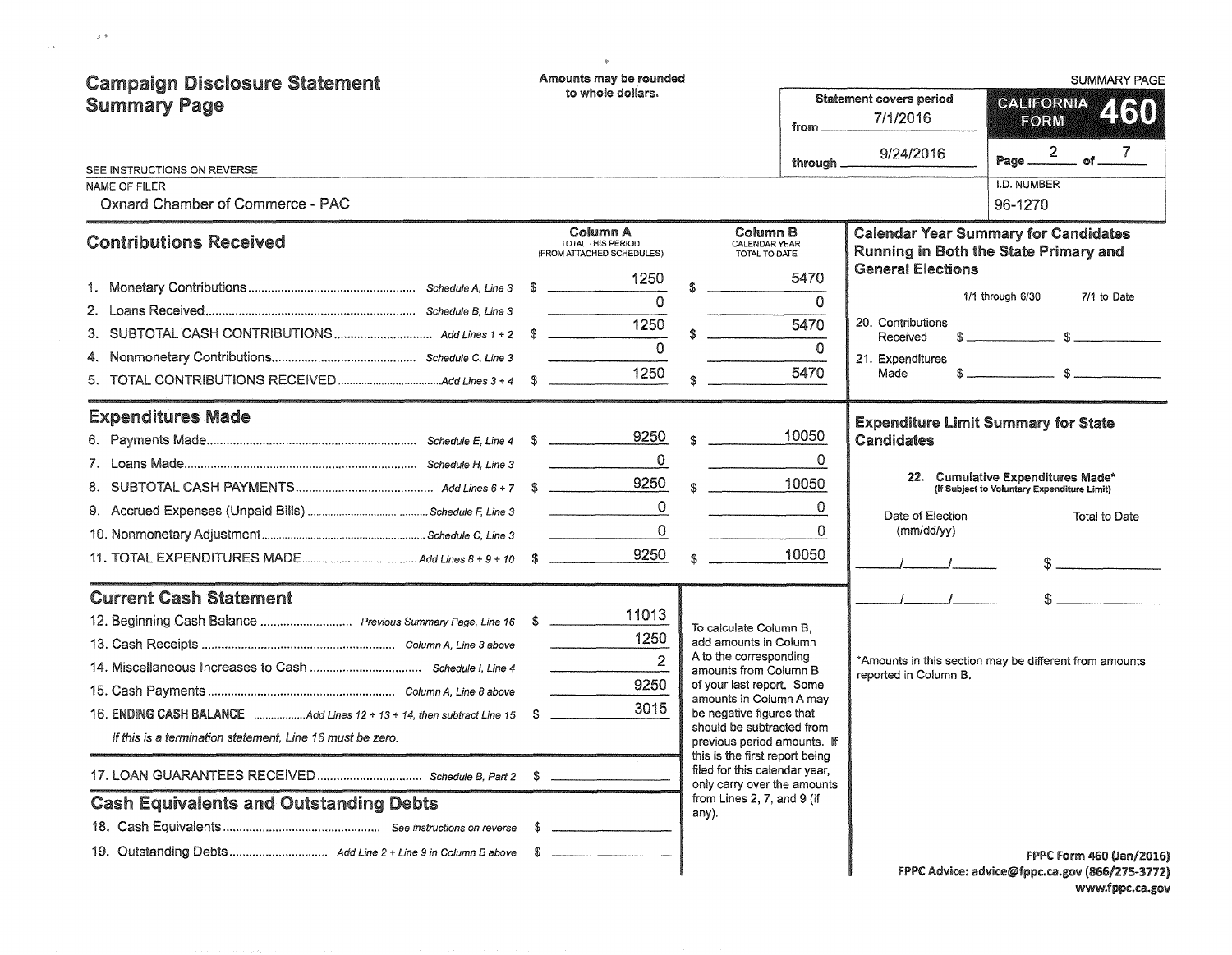# Campaign Disclosure Statement Summary Page

Amounts may be rounded to whole dollars.

SUMMARY PAGE

**CALIFORNIA FORM 460**

Statement covers period from 7/1/2016 through 9/24/2016

SEE INSTRUCTIONS ON REVERSE

NAME OF FILER: Oxnard Chamber of Commerce - PAC

I.D. NUMBER: 96-1270

## Contributions Received

| | | Column A TOTAL THIS PERIOD (FROM ATTACHED SCHEDULES) | Column B CALENDAR YEAR TOTAL TO DATE |
|---|---|---|---|
| 1. Monetary Contributions | Schedule A, Line 3 | $ 1250 | $ 5470 |
| 2. Loans Received | Schedule B, Line 3 | 0 | 0 |
| 3. SUBTOTAL CASH CONTRIBUTIONS | Add Lines 1 + 2 | $ 1250 | $ 5470 |
| 4. Nonmonetary Contributions | Schedule C, Line 3 | 0 | 0 |
| 5. TOTAL CONTRIBUTIONS RECEIVED | Add Lines 3 + 4 | $ 1250 | $ 5470 |

## Expenditures Made

| | | Column A | Column B |
|---|---|---|---|
| 6. Payments Made | Schedule E, Line 4 | $ 9250 | $ 10050 |
| 7. Loans Made | Schedule H, Line 3 | 0 | 0 |
| 8. SUBTOTAL CASH PAYMENTS | Add Lines 6 + 7 | $ 9250 | $ 10050 |
| 9. Accrued Expenses (Unpaid Bills) | Schedule F, Line 3 | 0 | 0 |
| 10. Nonmonetary Adjustment | Schedule C, Line 3 | 0 | 0 |
| 11. TOTAL EXPENDITURES MADE | Add Lines 8 + 9 + 10 | $ 9250 | $ 10050 |

## Current Cash Statement

| | | |
|---|---|---|
| 12. Beginning Cash Balance | Previous Summary Page, Line 16 | $ 11013 |
| 13. Cash Receipts | Column A, Line 3 above | 1250 |
| 14. Miscellaneous Increases to Cash | Schedule I, Line 4 | 2 |
| 15. Cash Payments | Column A, Line 8 above | 9250 |
| 16. **ENDING CASH BALANCE** | Add Lines 12 + 13 + 14, then subtract Line 15 | $ 3015 |

*If this is a termination statement, Line 16 must be zero.*

| | | |
|---|---|---|
| 17. LOAN GUARANTEES RECEIVED | Schedule B, Part 2 | $ |

To calculate Column B, add amounts in Column A to the corresponding amounts from Column B of your last report. Some amounts in Column A may be negative figures that should be subtracted from previous period amounts. If this is the first report being filed for this calendar year, only carry over the amounts from Lines 2, 7, and 9 (if any).

## Cash Equivalents and Outstanding Debts

| | | |
|---|---|---|
| 18. Cash Equivalents | See instructions on reverse | $ |
| 19. Outstanding Debts | Add Line 2 + Line 9 in Column B above | $ |

## Calendar Year Summary for Candidates Running in Both the State Primary and General Elections

| | 1/1 through 6/30 | 7/1 to Date |
|---|---|---|
| 20. Contributions Received | $ | $ |
| 21. Expenditures Made | $ | $ |

## Expenditure Limit Summary for State Candidates

22. Cumulative Expenditures Made* (If Subject to Voluntary Expenditure Limit)

| Date of Election (mm/dd/yy) | Total to Date |
|---|---|
| / / | $ |
| / / | $ |

*Amounts in this section may be different from amounts reported in Column B.

FPPC Form 460 (Jan/2016)
FPPC Advice: advice@fppc.ca.gov (866/275-3772)
www.fppc.ca.gov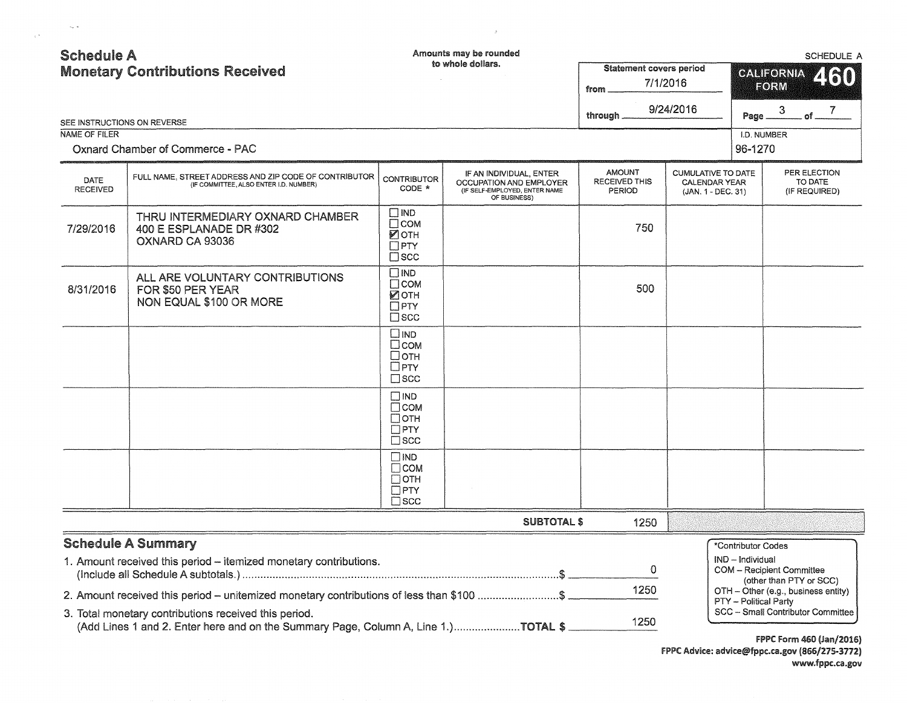# Schedule A
## Monetary Contributions Received

Amounts may be rounded to whole dollars.

SCHEDULE A

**CALIFORNIA FORM 460**

Statement covers period from 7/1/2016 through 9/24/2016

Page 3 of 7

SEE INSTRUCTIONS ON REVERSE

NAME OF FILER: Oxnard Chamber of Commerce - PAC

I.D. NUMBER: 96-1270

| DATE RECEIVED | FULL NAME, STREET ADDRESS AND ZIP CODE OF CONTRIBUTOR (IF COMMITTEE, ALSO ENTER I.D. NUMBER) | CONTRIBUTOR CODE * | IF AN INDIVIDUAL, ENTER OCCUPATION AND EMPLOYER (IF SELF-EMPLOYED, ENTER NAME OF BUSINESS) | AMOUNT RECEIVED THIS PERIOD | CUMULATIVE TO DATE CALENDAR YEAR (JAN. 1 - DEC. 31) | PER ELECTION TO DATE (IF REQUIRED) |
|---|---|---|---|---|---|---|
| 7/29/2016 | THRU INTERMEDIARY OXNARD CHAMBER 400 E ESPLANADE DR #302 OXNARD CA 93036 | ☐ IND ☐ COM ☑ OTH ☐ PTY ☐ SCC | | 750 | | |
| 8/31/2016 | ALL ARE VOLUNTARY CONTRIBUTIONS FOR $50 PER YEAR NON EQUAL $100 OR MORE | ☐ IND ☐ COM ☑ OTH ☐ PTY ☐ SCC | | 500 | | |
| | | ☐ IND ☐ COM ☐ OTH ☐ PTY ☐ SCC | | | | |
| | | ☐ IND ☐ COM ☐ OTH ☐ PTY ☐ SCC | | | | |
| | | ☐ IND ☐ COM ☐ OTH ☐ PTY ☐ SCC | | | | |
| | | | **SUBTOTAL $** | 1250 | | |

## Schedule A Summary

1. Amount received this period – itemized monetary contributions. (Include all Schedule A subtotals.) ........ $ 0
2. Amount received this period – unitemized monetary contributions of less than $100 ........ $ 1250
3. Total monetary contributions received this period. (Add Lines 1 and 2. Enter here and on the Summary Page, Column A, Line 1.) ........ **TOTAL $** 1250

*Contributor Codes
- IND – Individual
- COM – Recipient Committee (other than PTY or SCC)
- OTH – Other (e.g., business entity)
- PTY – Political Party
- SCC – Small Contributor Committee

FPPC Form 460 (Jan/2016)
FPPC Advice: advice@fppc.ca.gov (866/275-3772)
www.fppc.ca.gov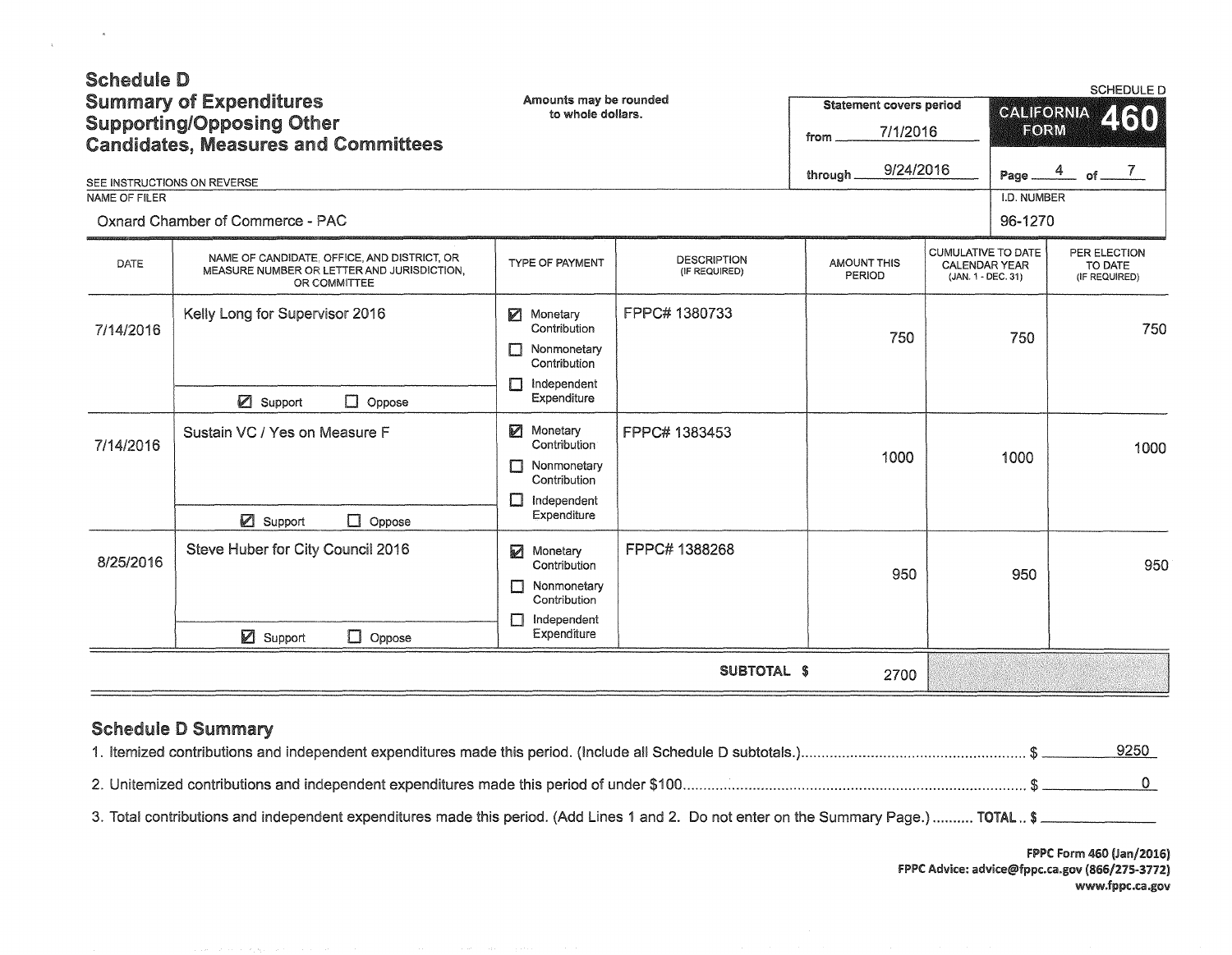# Schedule D

## Summary of Expenditures Supporting/Opposing Other Candidates, Measures and Committees

SEE INSTRUCTIONS ON REVERSE

Amounts may be rounded to whole dollars.

Statement covers period
from 7/1/2016
through 9/24/2016

SCHEDULE D
CALIFORNIA FORM 460

NAME OF FILER: Oxnard Chamber of Commerce - PAC

I.D. NUMBER: 96-1270

| DATE | NAME OF CANDIDATE, OFFICE, AND DISTRICT, OR MEASURE NUMBER OR LETTER AND JURISDICTION, OR COMMITTEE | TYPE OF PAYMENT | DESCRIPTION (IF REQUIRED) | AMOUNT THIS PERIOD | CUMULATIVE TO DATE CALENDAR YEAR (JAN. 1 - DEC. 31) | PER ELECTION TO DATE (IF REQUIRED) |
|---|---|---|---|---|---|---|
| 7/14/2016 | Kelly Long for Supervisor 2016 ☑ Support ☐ Oppose | ☑ Monetary Contribution ☐ Nonmonetary Contribution ☐ Independent Expenditure | FPPC# 1380733 | 750 | 750 | 750 |
| 7/14/2016 | Sustain VC / Yes on Measure F ☑ Support ☐ Oppose | ☑ Monetary Contribution ☐ Nonmonetary Contribution ☐ Independent Expenditure | FPPC# 1383453 | 1000 | 1000 | 1000 |
| 8/25/2016 | Steve Huber for City Council 2016 ☑ Support ☐ Oppose | ☑ Monetary Contribution ☐ Nonmonetary Contribution ☐ Independent Expenditure | FPPC# 1388268 | 950 | 950 | 950 |
| | | | SUBTOTAL $ | 2700 | | |

## Schedule D Summary

1. Itemized contributions and independent expenditures made this period. (Include all Schedule D subtotals.) $ 9250
2. Unitemized contributions and independent expenditures made this period of under $100 $ 0
3. Total contributions and independent expenditures made this period. (Add Lines 1 and 2. Do not enter on the Summary Page.) TOTAL $ 

FPPC Form 460 (Jan/2016)
FPPC Advice: advice@fppc.ca.gov (866/275-3772)
www.fppc.ca.gov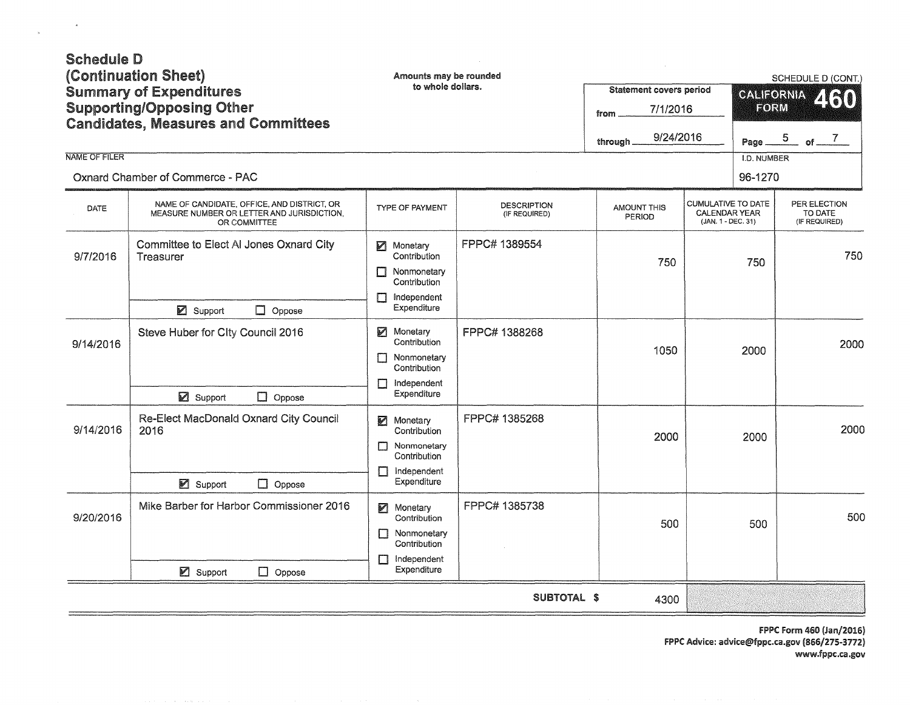# Schedule D (Continuation Sheet) Summary of Expenditures Supporting/Opposing Other Candidates, Measures and Committees

Amounts may be rounded to whole dollars.

SCHEDULE D (CONT.)

**CALIFORNIA FORM 460**

Statement covers period from 7/1/2016 through 9/24/2016

NAME OF FILER: Oxnard Chamber of Commerce - PAC

I.D. NUMBER: 96-1270

| DATE | NAME OF CANDIDATE, OFFICE, AND DISTRICT, OR MEASURE NUMBER OR LETTER AND JURISDICTION, OR COMMITTEE | TYPE OF PAYMENT | DESCRIPTION (IF REQUIRED) | AMOUNT THIS PERIOD | CUMULATIVE TO DATE CALENDAR YEAR (JAN. 1 - DEC. 31) | PER ELECTION TO DATE (IF REQUIRED) |
|---|---|---|---|---|---|---|
| 9/7/2016 | Committee to Elect Al Jones Oxnard City Treasurer<br>☑ Support ☐ Oppose | ☑ Monetary Contribution<br>☐ Nonmonetary Contribution<br>☐ Independent Expenditure | FPPC# 1389554 | 750 | 750 | 750 |
| 9/14/2016 | Steve Huber for City Council 2016<br>☑ Support ☐ Oppose | ☑ Monetary Contribution<br>☐ Nonmonetary Contribution<br>☐ Independent Expenditure | FPPC# 1388268 | 1050 | 2000 | 2000 |
| 9/14/2016 | Re-Elect MacDonald Oxnard City Council 2016<br>☑ Support ☐ Oppose | ☑ Monetary Contribution<br>☐ Nonmonetary Contribution<br>☐ Independent Expenditure | FPPC# 1385268 | 2000 | 2000 | 2000 |
| 9/20/2016 | Mike Barber for Harbor Commissioner 2016<br>☑ Support ☐ Oppose | ☑ Monetary Contribution<br>☐ Nonmonetary Contribution<br>☐ Independent Expenditure | FPPC# 1385738 | 500 | 500 | 500 |
| | | | **SUBTOTAL $** | 4300 | | |

FPPC Form 460 (Jan/2016)
FPPC Advice: advice@fppc.ca.gov (866/275-3772)
www.fppc.ca.gov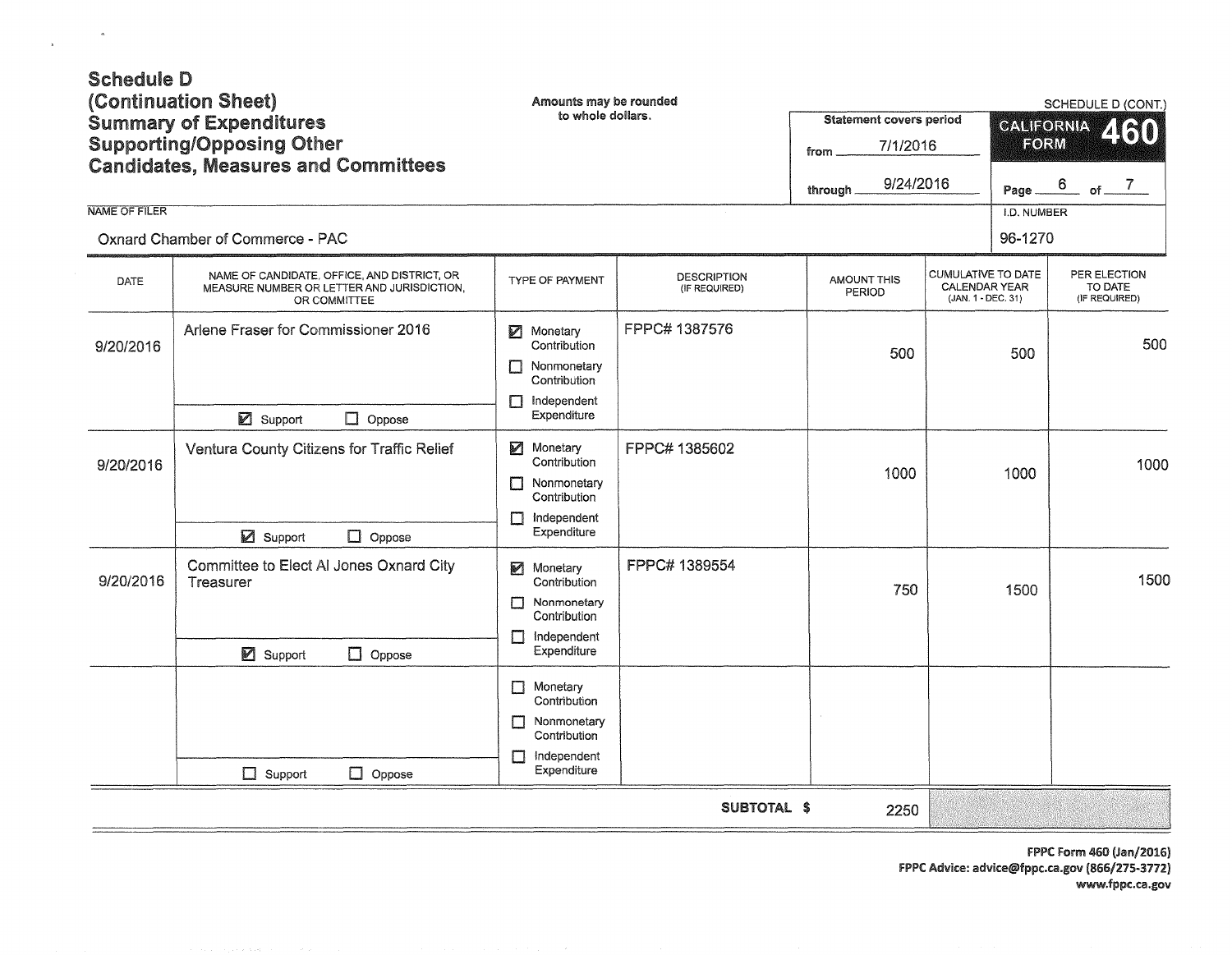# Schedule D
## (Continuation Sheet)
## Summary of Expenditures Supporting/Opposing Other Candidates, Measures and Committees

Amounts may be rounded to whole dollars.

SCHEDULE D (CONT.)

**CALIFORNIA FORM 460**

Statement covers period from 7/1/2016 through 9/24/2016

Page 6 of 7

NAME OF FILER: Oxnard Chamber of Commerce - PAC

I.D. NUMBER: 96-1270

| DATE | NAME OF CANDIDATE, OFFICE, AND DISTRICT, OR MEASURE NUMBER OR LETTER AND JURISDICTION, OR COMMITTEE | TYPE OF PAYMENT | DESCRIPTION (IF REQUIRED) | AMOUNT THIS PERIOD | CUMULATIVE TO DATE CALENDAR YEAR (JAN. 1 - DEC. 31) | PER ELECTION TO DATE (IF REQUIRED) |
|---|---|---|---|---|---|---|
| 9/20/2016 | Arlene Fraser for Commissioner 2016 — ☑ Support ☐ Oppose | ☑ Monetary Contribution ☐ Nonmonetary Contribution ☐ Independent Expenditure | FPPC# 1387576 | 500 | 500 | 500 |
| 9/20/2016 | Ventura County Citizens for Traffic Relief — ☑ Support ☐ Oppose | ☑ Monetary Contribution ☐ Nonmonetary Contribution ☐ Independent Expenditure | FPPC# 1385602 | 1000 | 1000 | 1000 |
| 9/20/2016 | Committee to Elect Al Jones Oxnard City Treasurer — ☑ Support ☐ Oppose | ☑ Monetary Contribution ☐ Nonmonetary Contribution ☐ Independent Expenditure | FPPC# 1389554 | 750 | 1500 | 1500 |
| | ☐ Support ☐ Oppose | ☐ Monetary Contribution ☐ Nonmonetary Contribution ☐ Independent Expenditure | | | | |
| | | | **SUBTOTAL $** | 2250 | | |

FPPC Form 460 (Jan/2016)
FPPC Advice: advice@fppc.ca.gov (866/275-3772)
www.fppc.ca.gov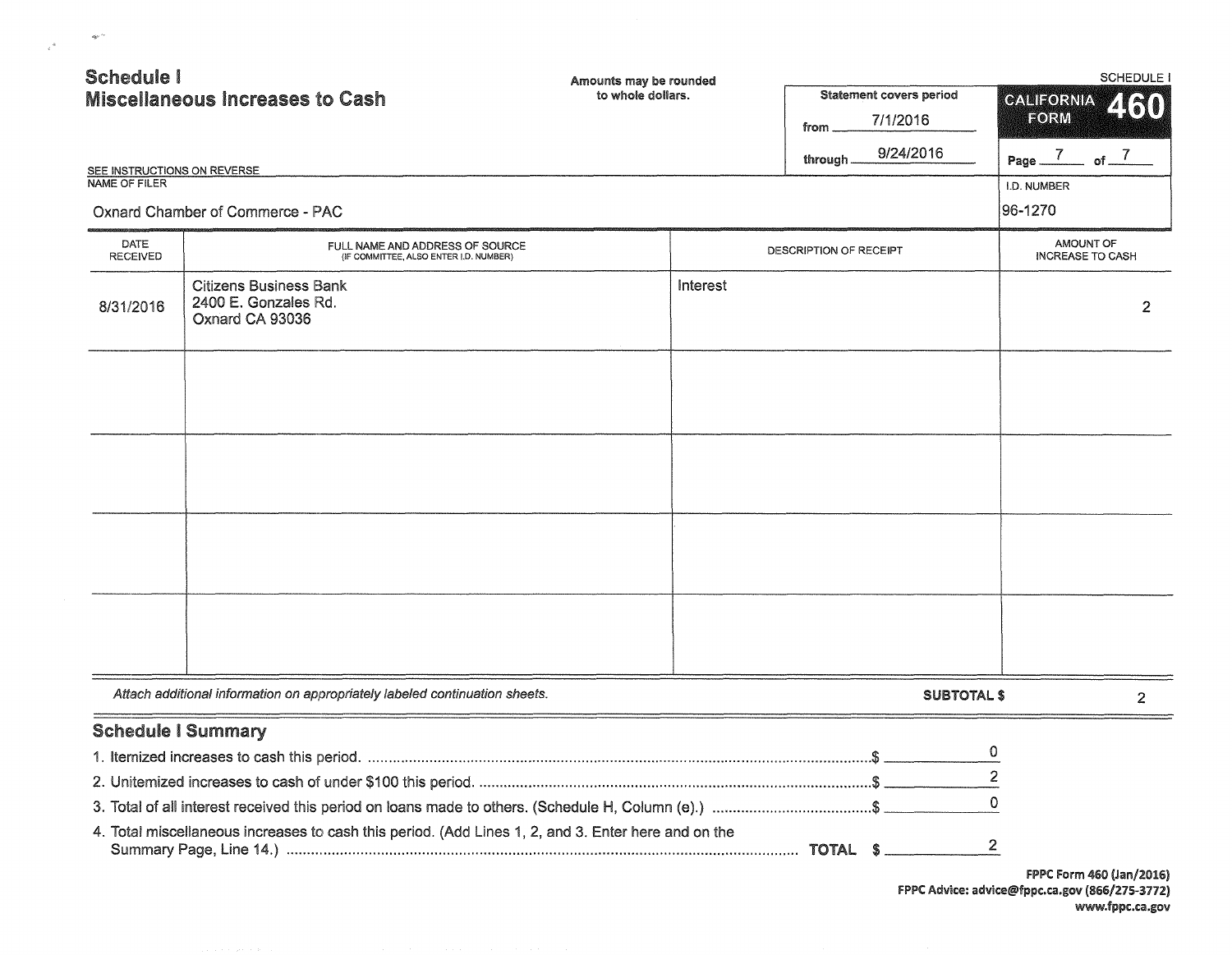# Schedule I
## Miscellaneous Increases to Cash

Amounts may be rounded to whole dollars.

SCHEDULE I

**CALIFORNIA FORM 460**

Statement covers period from 7/1/2016 through 9/24/2016

SEE INSTRUCTIONS ON REVERSE

NAME OF FILER: Oxnard Chamber of Commerce - PAC

I.D. NUMBER: 96-1270

| DATE RECEIVED | FULL NAME AND ADDRESS OF SOURCE (IF COMMITTEE, ALSO ENTER I.D. NUMBER) | DESCRIPTION OF RECEIPT | AMOUNT OF INCREASE TO CASH |
|---|---|---|---|
| 8/31/2016 | Citizens Business Bank<br>2400 E. Gonzales Rd.<br>Oxnard CA 93036 | Interest | 2 |
| | | | |
| | | | |
| | | | |
| | | | |

*Attach additional information on appropriately labeled continuation sheets.*

**SUBTOTAL $** 2

## Schedule I Summary

1. Itemized increases to cash this period. ....................................................$ 0
2. Unitemized increases to cash of under $100 this period. ....................................................$ 2
3. Total of all interest received this period on loans made to others. (Schedule H, Column (e).) ....................................................$ 0
4. Total miscellaneous increases to cash this period. (Add Lines 1, 2, and 3. Enter here and on the Summary Page, Line 14.) .................................................... **TOTAL $** 2

FPPC Form 460 (Jan/2016)
FPPC Advice: advice@fppc.ca.gov (866/275-3772)
www.fppc.ca.gov